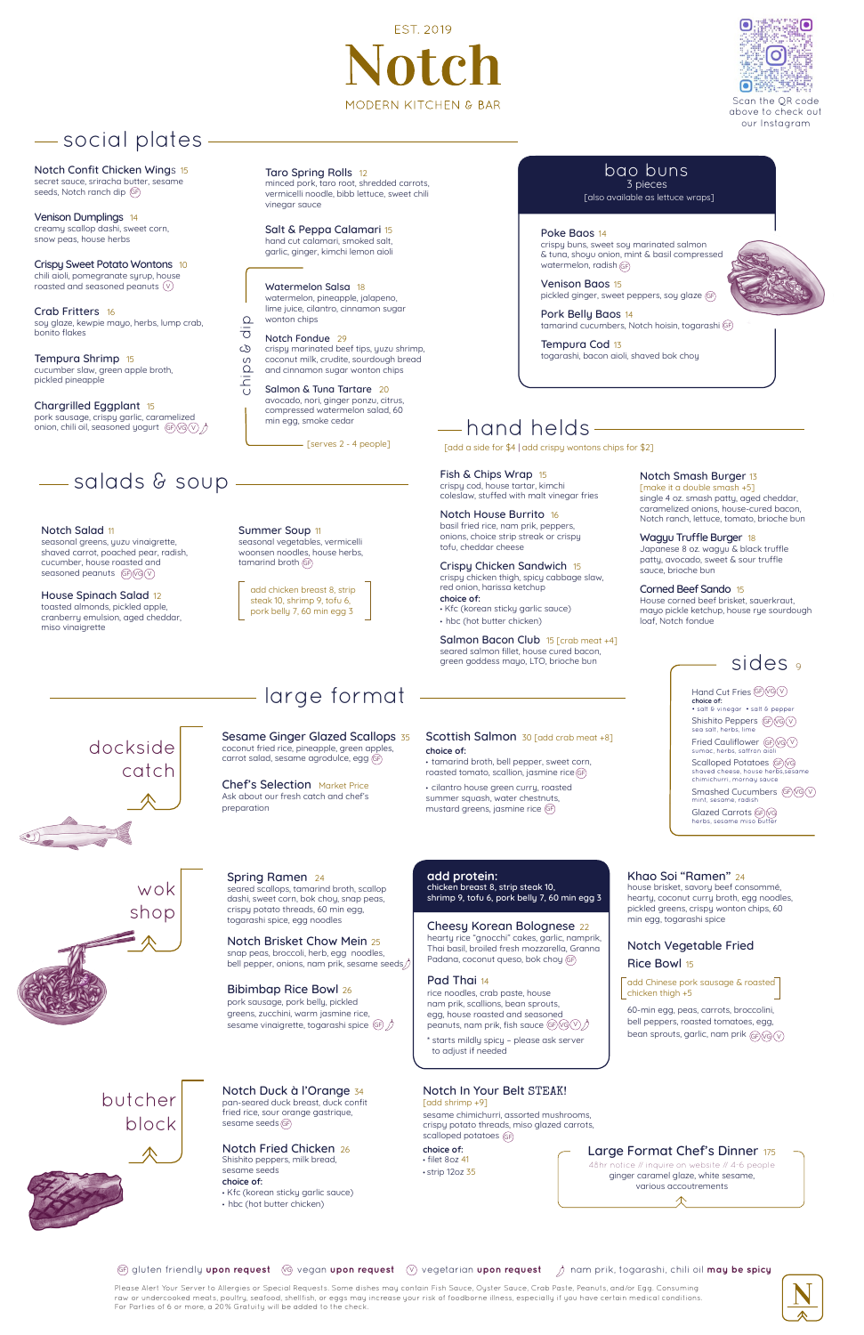EST. 2019

# Notch

MODERN KITCHEN & BAR

Scan the QR code above to check out our Instagram

## social plates

**Notch Confit Chicken Wings** 15
secret sauce, sriracha butter, sesame seeds, Notch ranch dip (GF)

**Venison Dumplings** 14
creamy scallop dashi, sweet corn, snow peas, house herbs

**Crispy Sweet Potato Wontons** 10
chili aioli, pomegranate syrup, house roasted and seasoned peanuts (V)

**Crab Fritters** 16
soy glaze, kewpie mayo, herbs, lump crab, bonito flakes

**Tempura Shrimp** 15
cucumber slaw, green apple broth, pickled pineapple

**Chargrilled Eggplant** 15
pork sausage, crispy garlic, caramelized onion, chili oil, seasoned yogurt (GF)(VG)(V)(spicy)

**Taro Spring Rolls** 12
minced pork, taro root, shredded carrots, vermicelli noodle, bibb lettuce, sweet chili vinegar sauce

**Salt & Peppa Calamari** 15
hand cut calamari, smoked salt, garlic, ginger, kimchi lemon aioli

### chips & dip

**Watermelon Salsa** 18
watermelon, pineapple, jalapeno, lime juice, cilantro, cinnamon sugar wonton chips

**Notch Fondue** 29
crispy marinated beef tips, yuzu shrimp, coconut milk, crudite, sourdough bread and cinnamon sugar wonton chips

**Salmon & Tuna Tartare** 20
avocado, nori, ginger ponzu, citrus, compressed watermelon salad, 60 min egg, smoke cedar

[serves 2 - 4 people]

## bao buns

3 pieces
[also available as lettuce wraps]

**Poke Baos** 14
crispy buns, sweet soy marinated salmon & tuna, shoyu onion, mint & basil compressed watermelon, radish (GF)

**Venison Baos** 15
pickled ginger, sweet peppers, soy glaze (GF)

**Pork Belly Baos** 14
tamarind cucumbers, Notch hoisin, togarashi (GF)

**Tempura Cod** 13
togarashi, bacon aioli, shaved bok choy

## salads & soup

**Notch Salad** 11
seasonal greens, yuzu vinaigrette, shaved carrot, poached pear, radish, cucumber, house roasted and seasoned peanuts (GF)(VG)(V)

**House Spinach Salad** 12
toasted almonds, pickled apple, cranberry emulsion, aged cheddar, miso vinaigrette

**Summer Soup** 11
seasonal vegetables, vermicelli woonsen noodles, house herbs, tamarind broth (GF)

add chicken breast 8, strip steak 10, shrimp 9, tofu 6, pork belly 7, 60 min egg 3

## hand helds

[add a side for $4 | add crispy wontons chips for $2]

**Fish & Chips Wrap** 15
crispy cod, house tartar, kimchi coleslaw, stuffed with malt vinegar fries

**Notch House Burrito** 16
basil fried rice, nam prik, peppers, onions, choice strip steak or crispy tofu, cheddar cheese

**Crispy Chicken Sandwich** 15
crispy chicken thigh, spicy cabbage slaw, red onion, harissa ketchup
choice of:
- Kfc (korean sticky garlic sauce)
- hbc (hot butter chicken)

**Salmon Bacon Club** 15 [crab meat +4]
seared salmon fillet, house cured bacon, green goddess mayo, LTO, brioche bun

**Notch Smash Burger** 13
[make it a double smash +5]
single 4 oz. smash patty, aged cheddar, caramelized onions, house-cured bacon, Notch ranch, lettuce, tomato, brioche bun

**Wagyu Truffle Burger** 18
Japanese 8 oz. wagyu & black truffle patty, avocado, sweet & sour truffle sauce, brioche bun

**Corned Beef Sando** 15
House corned beef brisket, sauerkraut, mayo pickle ketchup, house rye sourdough loaf, Notch fondue

## sides 9

**Hand Cut Fries** (GF)(VG)(V)
choice of:
- salt & vinegar • salt & pepper

**Shishito Peppers** (GF)(VG)(V)
sea salt, herbs, lime

**Fried Cauliflower** (GF)(VG)(V)
sumac, herbs, saffron aioli

**Scalloped Potatoes** (GF)(VG)
shaved cheese, house herbs, sesame chimichurri, mornay sauce

**Smashed Cucumbers** (GF)(VG)(V)
mint, sesame, radish

**Glazed Carrots** (GF)(VG)
herbs, sesame miso butter

## large format

### dockside catch

**Sesame Ginger Glazed Scallops** 35
coconut fried rice, pineapple, green apples, carrot salad, sesame agrodulce, egg (GF)

**Chef's Selection** Market Price
Ask about our fresh catch and chef's preparation

**Scottish Salmon** 30 [add crab meat +8]
choice of:
- tamarind broth, bell pepper, sweet corn, roasted tomato, scallion, jasmine rice (GF)
- cilantro house green curry, roasted summer squash, water chestnuts, mustard greens, jasmine rice (GF)

### wok shop

**Spring Ramen** 24
seared scallops, tamarind broth, scallop dashi, sweet corn, bok choy, snap peas, crispy potato threads, 60 min egg, togarashi spice, egg noodles

**Notch Brisket Chow Mein** 25
snap peas, broccoli, herb, egg noodles, bell pepper, onions, nam prik, sesame seeds (spicy)

**Bibimbap Rice Bowl** 26
pork sausage, pork belly, pickled greens, zucchini, warm jasmine rice, sesame vinaigrette, togarashi spice (GF)(spicy)

**add protein:**
chicken breast 8, strip steak 10, shrimp 9, tofu 6, pork belly 7, 60 min egg 3

**Cheesy Korean Bolognese** 22
hearty rice "gnocchi" cakes, garlic, namprik, Thai basil, fresh mozzarella, Granna Padana, coconut queso, bok choy (GF)

**Pad Thai** 14
rice noodles, crab paste, house nam prik, scallions, bean sprouts, egg, house roasted and seasoned peanuts, nam prik, fish sauce (GF)(VG)(V)(spicy)

* starts mildly spicy – please ask server to adjust if needed

**Khao Soi "Ramen"** 24
house brisket, savory beef consommé, hearty, coconut curry broth, egg noodles, pickled greens, crispy wonton chips, 60 min egg, togarashi spice

**Notch Vegetable Fried Rice Bowl** 15
[add Chinese pork sausage & roasted chicken thigh +5]
60-min egg, peas, carrots, broccolini, bell peppers, roasted tomatoes, egg, bean sprouts, garlic, nam prik (GF)(VG)(V)

### butcher block

**Notch Duck à l'Orange** 34
pan-seared duck breast, duck confit fried rice, sour orange gastrique, sesame seeds (GF)

**Notch Fried Chicken** 26
Shishito peppers, milk bread, sesame seeds
choice of:
- Kfc (korean sticky garlic sauce)
- hbc (hot butter chicken)

**Notch In Your Belt STEAK!**
[add shrimp +9]
sesame chimichurri, assorted mushrooms, crispy potato threads, miso glazed carrots, scalloped potatoes (GF)
choice of:
- filet 8oz 41
- strip 12oz 35

**Large Format Chef's Dinner** 175
48hr notice // inquire on website // 4-6 people
ginger caramel glaze, white sesame, various accoutrements

(GF) gluten friendly **upon request** (VG) vegan **upon request** (V) vegetarian **upon request** (spicy) nam prik, togarashi, chili oil **may be spicy**

Please Alert Your Server to Allergies or Special Requests. Some dishes may contain Fish Sauce, Oyster Sauce, Crab Paste, Peanuts, and/or Egg. Consuming raw or undercooked meats, poultry, seafood, shellfish, or eggs may increase your risk of foodborne illness, especially if you have certain medical conditions. For Parties of 6 or more, a 20% Gratuity will be added to the check.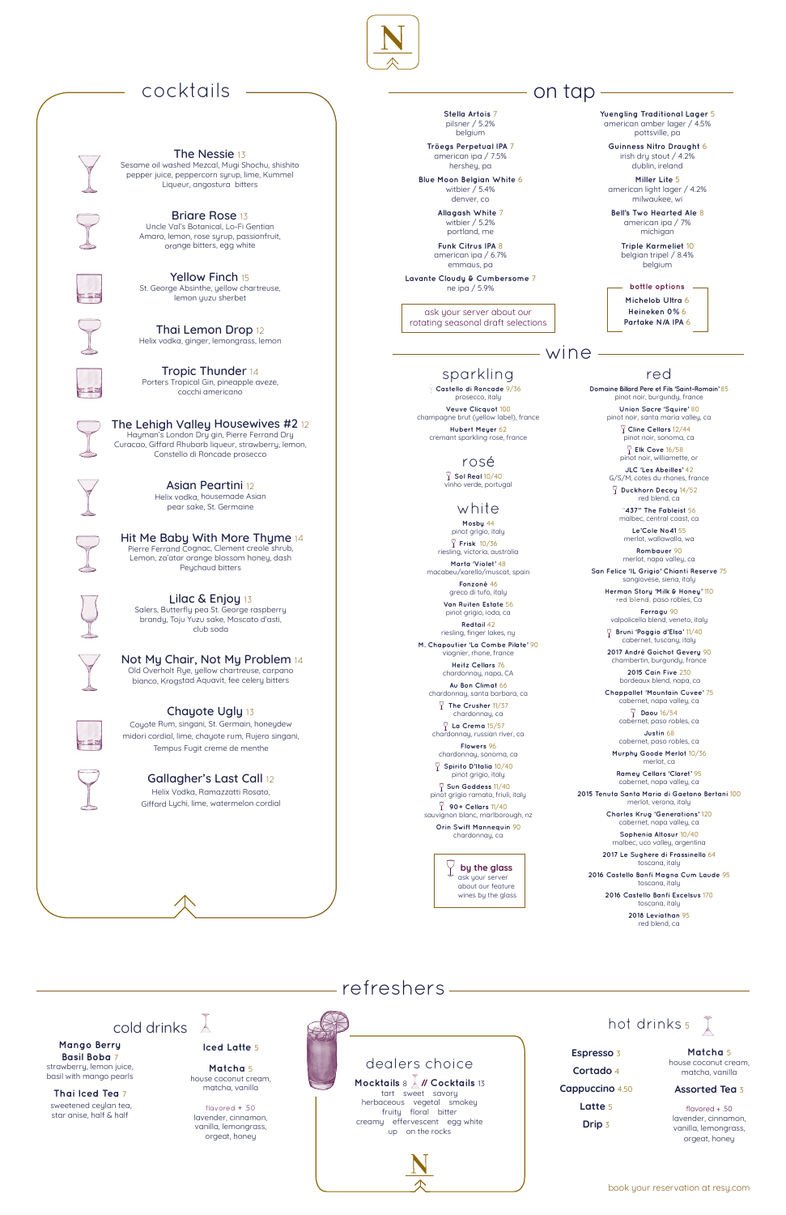# N

## cocktails

**The Nessie** 13
Sesame oil washed Mezcal, Mugi Shochu, shishito pepper juice, peppercorn syrup, lime, Kummel Liqueur, angostura bitters

**Briare Rose** 13
Uncle Val's Botanical, Lo-Fi Gentian Amaro, lemon, rose syrup, passionfruit, orange bitters, egg white

**Yellow Finch** 15
St. George Absinthe, yellow chartreuse, lemon yuzu sherbet

**Thai Lemon Drop** 12
Helix vodka, ginger, lemongrass, lemon

**Tropic Thunder** 14
Porters Tropical Gin, pineapple aveze, cocchi americano

**The Lehigh Valley Housewives #2** 12
Hayman's London Dry gin, Pierre Ferrand Dry Curacao, Giffard Rhubarb liqueur, strawberry, lemon, Constello di Roncade prosecco

**Asian Pear-tini** 12
Helix vodka, housemade Asian pear sake, St. Germaine

**Hit Me Baby With More Thyme** 14
Pierre Ferrand Cognac, Clement creole shrub, Lemon, za'atar orange blossom honey, dash Peychaud bitters

**Lilac & Enjoy** 13
Salers, Butterfly pea St. George raspberry brandy, Toju Yuzu sake, Moscato d'asti, club soda

**Not My Chair, Not My Problem** 14
Old Overholt Rye, yellow chartreuse, carpano bianco, Krogstad Aquavit, fee celery bitters

**Chayote Ugly** 13
Coyote Rum, singani, St. Germain, honeydew midori cordial, lime, chayote rum, Rujero singani, Tempus Fugit creme de menthe

**Gallagher's Last Call** 12
Helix Vodka, Ramazzatti Rosato, Giffard Lychi, lime, watermelon cordial

## on tap

**Stella Artois** 7
pilsner / 5.2%
belgium

**Tröegs Perpetual IPA** 7
american ipa / 7.5%
hershey, pa

**Blue Moon Belgian White** 6
witbier / 5.4%
denver, co

**Allagash White** 7
witbier / 5.2%
portland, me

**Funk Citrus IPA** 8
american ipa / 6.7%
emmaus, pa

**Lavante Cloudy & Cumbersome** 7
ne ipa / 5.9%

ask your server about our rotating seasonal draft selections

**Yuengling Traditional Lager** 5
american amber lager / 4.5%
pottsville, pa

**Guinness Nitro Draught** 6
irish dry stout / 4.2%
dublin, ireland

**Miller Lite** 5
american light lager / 4.2%
milwaukee, wi

**Bell's Two Hearted Ale** 8
american ipa / 7%
michigan

**Triple Karmeliet** 10
belgian tripel / 8.4%
belgium

### bottle options

**Michelob Ultra** 6
**Heineken 0%** 6
**Partake N/A IPA** 6

## wine

### sparkling

**Castello di Roncade** 9/36
prosecco, italy

**Veuve Clicquot** 100
champagne brut (yellow label), france

**Hubert Meyer** 62
cremant sparkling rose, france

### rosé

**Sol Real** 10/40
vinho verde, portugal

### white

**Mosby** 44
pinot grigio, italy

**Frisk** 10/36
riesling, victoria, australia

**Marta 'Violet'** 48
macabeu/xarello/muscat, spain

**Fonzoné** 46
greco di tufo, italy

**Van Ruiten Estate** 56
pinot grigio, iodа, ca

**Redtail** 42
riesling, finger lakes, ny

**M. Chapoutier 'La Combe Pilate'** 90
viognier, rhone, france

**Heitz Cellars** 76
chardonnay, napa, CA

**Au Bon Climat** 66
chardonnay, santa barbara, ca

**The Crusher** 11/37
chardonnay, ca

**La Crema** 15/57
chardonnay, russian river, ca

**Flowers** 96
chardonnay, sonoma, ca

**Spirito D'Italia** 10/40
pinot grigio, italy

**Sun Goddess** 11/40
pinot grigio ramato, friuli, italy

**90+ Cellars** 11/40
sauvignon blanc, marlborough, nz

**Orin Swift Mannequin** 90
chardonnay, ca

**by the glass**
ask your server about our feature wines by the glass

### red

**Domaine Billard Pere et Fils 'Saint-Romain'** 85
pinot noir, burgundy, france

**Union Sacre 'Squire'** 80
pinot noir, santa maria valley, ca

**Cline Cellars** 12/44
pinot noir, sonoma, ca

**Elk Cove** 16/58
pinot noir, williamette, or

**JLC 'Les Abeilles'** 42
G/S/M, cotes du rhones, france

**Duckhorn Decoy** 14/52
red blend, ca

**"437" The Fableist** 56
malbec, central coast, ca

**Le'Cole No41** 55
merlot, wallawalla, wa

**Rombauer** 90
merlot, napa valley, ca

**San Felice 'IL Grigio' Chianti Reserve** 75
sangiovese, siena, italy

**Herman Story 'Milk & Honey'** 110
red blend, paso robles, Ca

**Ferragu** 90
valpolicella blend, veneto, italy

**Bruni 'Poggio d'Elsa'** 11/40
cabernet, tuscany, italy

**2017 André Goichot Gevery** 90
chambertin, burgundy, france

**2015 Cain Five** 230
bordeaux blend, napa, ca

**Chappellet 'Mountain Cuvee'** 75
cabernet, napa valley, ca

**Daou** 16/54
cabernet, paso robles, ca

**Justin** 68
cabernet, paso robles, ca

**Murphy Goode Merlot** 10/36
merlot, ca

**Ramey Cellars 'Claret'** 95
cabernet, napa valley, ca

**2015 Tenuta Santa Maria di Gaetano Bertani** 100
merlot, verona, italy

**Charles Krug 'Generations'** 120
cabernet, napa valley, ca

**Sophenia Altosur** 10/40
malbec, uco valley, argentina

**2017 Le Sughere di Frassinello** 64
toscana, italy

**2016 Castello Banfi Magna Cum Laude** 95
toscana, italy

**2016 Castello Banfi Excelsus** 170
toscana, italy

**2018 Leviathan** 95
red blend, ca

## refreshers

### cold drinks

**Mango Berry Basil Boba** 7
strawberry, lemon juice, basil with mango pearls

**Thai Iced Tea** 7
sweetened ceylan tea, star anise, half & half

**Iced Latte** 5

**Matcha** 5
house coconut cream, matcha, vanilla

flavored + .50
lavender, cinnamon, vanilla, lemongrass, orgeat, honey

### dealers choice

**Mocktails** 8 // **Cocktails** 13
tart sweet savory
herbaceous vegetal smokey
fruity floral bitter
creamy effervescent egg white
up on the rocks

### hot drinks 5

**Espresso** 3
**Cortado** 4
**Cappuccino** 4.50
**Latte** 5
**Drip** 3

**Matcha** 5
house coconut cream, matcha, vanilla

**Assorted Tea** 3

flavored + .50
lavender, cinnamon, vanilla, lemongrass, orgeat, honey

book your reservation at resy.com